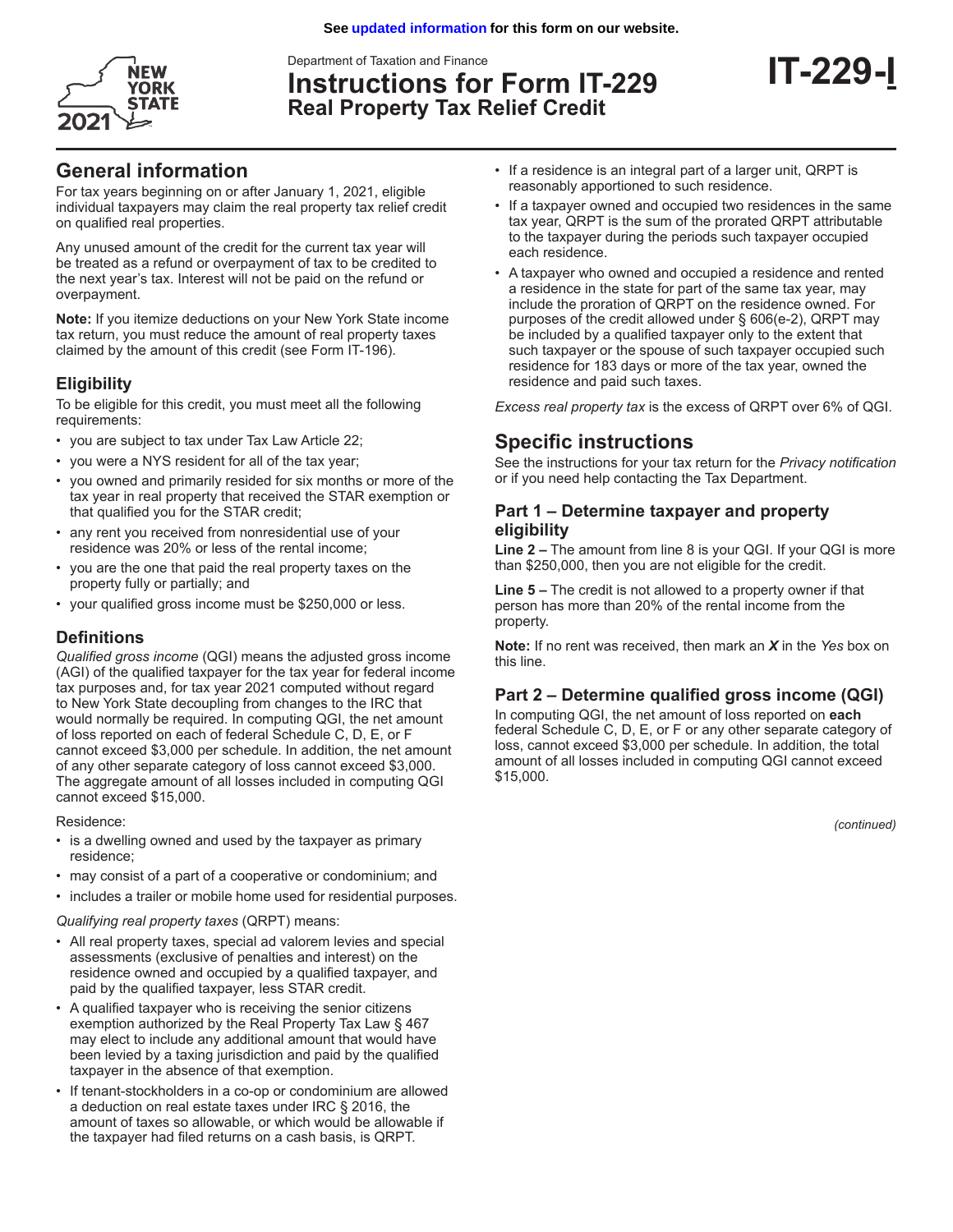See updated information for this form on our website.

Department of Taxation and Finance

# Instructions for Form IT-229 Real Property Tax Relief Credit

**IT-229-I**

## General information

For tax years beginning on or after January 1, 2021, eligible individual taxpayers may claim the real property tax relief credit on qualified real properties.

Any unused amount of the credit for the current tax year will be treated as a refund or overpayment of tax to be credited to the next year's tax. Interest will not be paid on the refund or overpayment.

**Note:** If you itemize deductions on your New York State income tax return, you must reduce the amount of real property taxes claimed by the amount of this credit (see Form IT-196).

### Eligibility

To be eligible for this credit, you must meet all the following requirements:

- you are subject to tax under Tax Law Article 22;
- you were a NYS resident for all of the tax year;
- you owned and primarily resided for six months or more of the tax year in real property that received the STAR exemption or that qualified you for the STAR credit;
- any rent you received from nonresidential use of your residence was 20% or less of the rental income;
- you are the one that paid the real property taxes on the property fully or partially; and
- your qualified gross income must be $250,000 or less.

### Definitions

*Qualified gross income* (QGI) means the adjusted gross income (AGI) of the qualified taxpayer for the tax year for federal income tax purposes and, for tax year 2021 computed without regard to New York State decoupling from changes to the IRC that would normally be required. In computing QGI, the net amount of loss reported on each of federal Schedule C, D, E, or F cannot exceed $3,000 per schedule. In addition, the net amount of any other separate category of loss cannot exceed $3,000. The aggregate amount of all losses included in computing QGI cannot exceed $15,000.

Residence:

- is a dwelling owned and used by the taxpayer as primary residence;
- may consist of a part of a cooperative or condominium; and
- includes a trailer or mobile home used for residential purposes.

*Qualifying real property taxes* (QRPT) means:

- All real property taxes, special ad valorem levies and special assessments (exclusive of penalties and interest) on the residence owned and occupied by a qualified taxpayer, and paid by the qualified taxpayer, less STAR credit.
- A qualified taxpayer who is receiving the senior citizens exemption authorized by the Real Property Tax Law § 467 may elect to include any additional amount that would have been levied by a taxing jurisdiction and paid by the qualified taxpayer in the absence of that exemption.
- If tenant-stockholders in a co-op or condominium are allowed a deduction on real estate taxes under IRC § 2016, the amount of taxes so allowable, or which would be allowable if the taxpayer had filed returns on a cash basis, is QRPT.
- If a residence is an integral part of a larger unit, QRPT is reasonably apportioned to such residence.
- If a taxpayer owned and occupied two residences in the same tax year, QRPT is the sum of the prorated QRPT attributable to the taxpayer during the periods such taxpayer occupied each residence.
- A taxpayer who owned and occupied a residence and rented a residence in the state for part of the same tax year, may include the proration of QRPT on the residence owned. For purposes of the credit allowed under § 606(e-2), QRPT may be included by a qualified taxpayer only to the extent that such taxpayer or the spouse of such taxpayer occupied such residence for 183 days or more of the tax year, owned the residence and paid such taxes.

*Excess real property tax* is the excess of QRPT over 6% of QGI.

## Specific instructions

See the instructions for your tax return for the *Privacy notification* or if you need help contacting the Tax Department.

### Part 1 – Determine taxpayer and property eligibility

**Line 2 –** The amount from line 8 is your QGI. If your QGI is more than $250,000, then you are not eligible for the credit.

**Line 5 –** The credit is not allowed to a property owner if that person has more than 20% of the rental income from the property.

**Note:** If no rent was received, then mark an ***X*** in the *Yes* box on this line.

### Part 2 – Determine qualified gross income (QGI)

In computing QGI, the net amount of loss reported on **each** federal Schedule C, D, E, or F or any other separate category of loss, cannot exceed $3,000 per schedule. In addition, the total amount of all losses included in computing QGI cannot exceed $15,000.

*(continued)*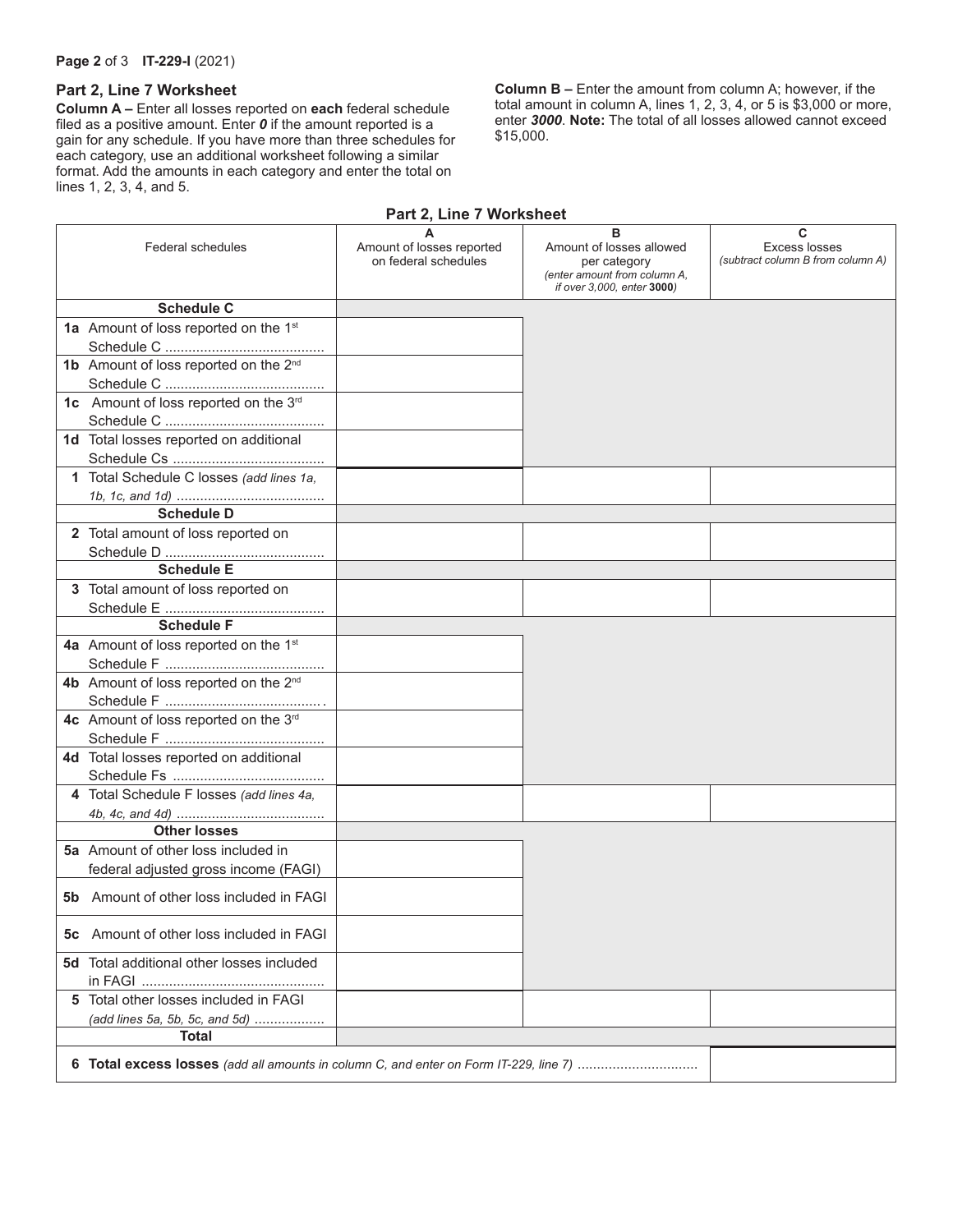## Part 2, Line 7 Worksheet

**Column A –** Enter all losses reported on **each** federal schedule filed as a positive amount. Enter ***0*** if the amount reported is a gain for any schedule. If you have more than three schedules for each category, use an additional worksheet following a similar format. Add the amounts in each category and enter the total on lines 1, 2, 3, 4, and 5.

**Column B –** Enter the amount from column A; however, if the total amount in column A, lines 1, 2, 3, 4, or 5 is $3,000 or more, enter ***3000***. **Note:** The total of all losses allowed cannot exceed $15,000.

### Part 2, Line 7 Worksheet

| Federal schedules | **A** Amount of losses reported on federal schedules | **B** Amount of losses allowed per category *(enter amount from column A, if over 3,000, enter* ***3000****)* | **C** Excess losses *(subtract column B from column A)* |
|---|---|---|---|
| **Schedule C** | | | |
| **1a** Amount of loss reported on the 1st Schedule C | | | |
| **1b** Amount of loss reported on the 2nd Schedule C | | | |
| **1c** Amount of loss reported on the 3rd Schedule C | | | |
| **1d** Total losses reported on additional Schedule Cs | | | |
| **1** Total Schedule C losses *(add lines 1a, 1b, 1c, and 1d)* | | | |
| **Schedule D** | | | |
| **2** Total amount of loss reported on Schedule D | | | |
| **Schedule E** | | | |
| **3** Total amount of loss reported on Schedule E | | | |
| **Schedule F** | | | |
| **4a** Amount of loss reported on the 1st Schedule F | | | |
| **4b** Amount of loss reported on the 2nd Schedule F | | | |
| **4c** Amount of loss reported on the 3rd Schedule F | | | |
| **4d** Total losses reported on additional Schedule Fs | | | |
| **4** Total Schedule F losses *(add lines 4a, 4b, 4c, and 4d)* | | | |
| **Other losses** | | | |
| **5a** Amount of other loss included in federal adjusted gross income (FAGI) | | | |
| **5b** Amount of other loss included in FAGI | | | |
| **5c** Amount of other loss included in FAGI | | | |
| **5d** Total additional other losses included in FAGI | | | |
| **5** Total other losses included in FAGI *(add lines 5a, 5b, 5c, and 5d)* | | | |
| **Total** | | | |
| **6 Total excess losses** *(add all amounts in column C, and enter on Form IT-229, line 7)* | | | |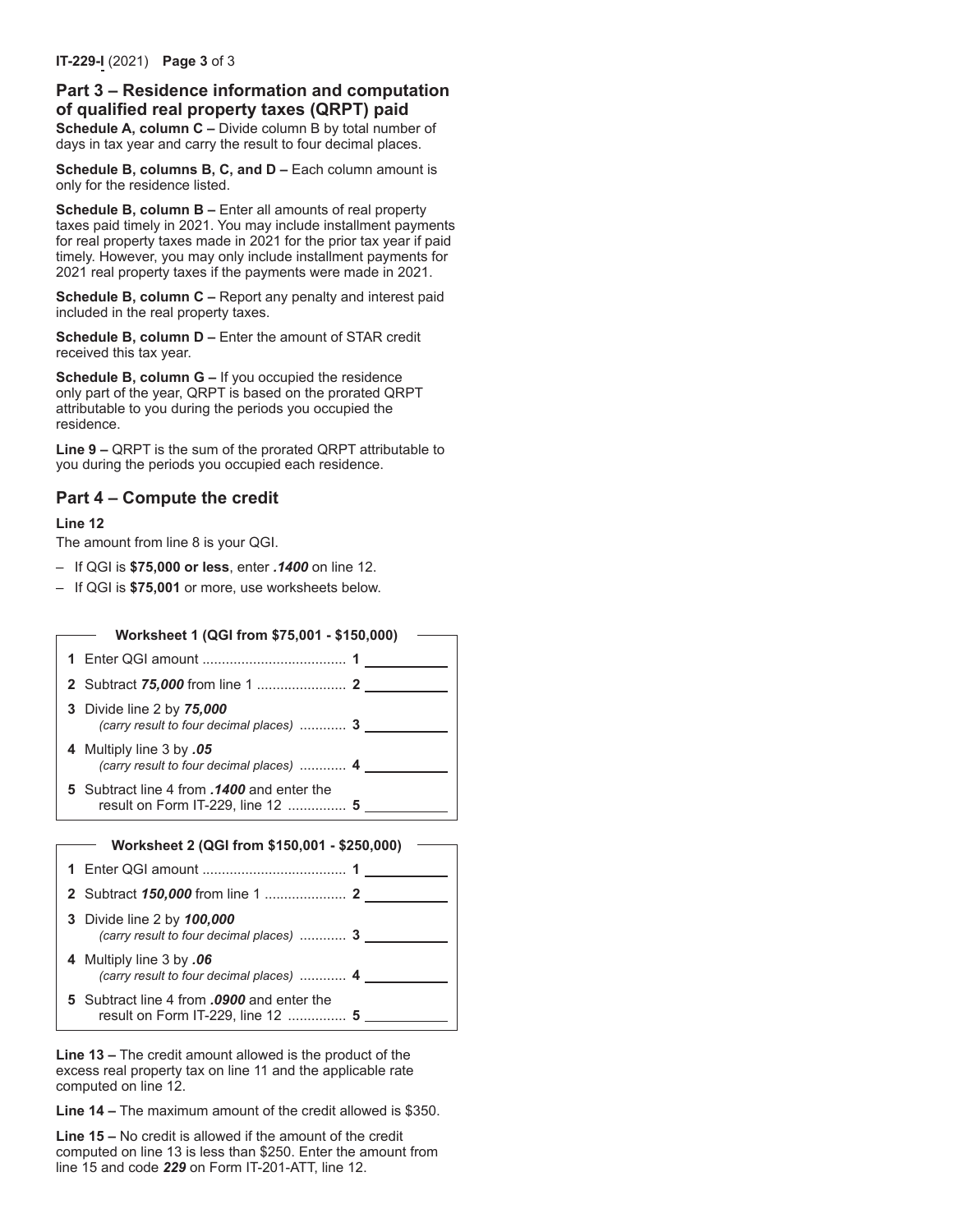## Part 3 – Residence information and computation of qualified real property taxes (QRPT) paid

**Schedule A, column C –** Divide column B by total number of days in tax year and carry the result to four decimal places.

**Schedule B, columns B, C, and D –** Each column amount is only for the residence listed.

**Schedule B, column B –** Enter all amounts of real property taxes paid timely in 2021. You may include installment payments for real property taxes made in 2021 for the prior tax year if paid timely. However, you may only include installment payments for 2021 real property taxes if the payments were made in 2021.

**Schedule B, column C –** Report any penalty and interest paid included in the real property taxes.

**Schedule B, column D –** Enter the amount of STAR credit received this tax year.

**Schedule B, column G –** If you occupied the residence only part of the year, QRPT is based on the prorated QRPT attributable to you during the periods you occupied the residence.

**Line 9 –** QRPT is the sum of the prorated QRPT attributable to you during the periods you occupied each residence.

## Part 4 – Compute the credit

**Line 12**

The amount from line 8 is your QGI.

- If QGI is **$75,000 or less**, enter ***.1400*** on line 12.
- If QGI is **$75,001** or more, use worksheets below.

**Worksheet 1 (QGI from $75,001 - $150,000)**

| | | | |
|---|---|---|---|
| **1** | Enter QGI amount | 1 | |
| **2** | Subtract ***75,000*** from line 1 | 2 | |
| **3** | Divide line 2 by ***75,000*** *(carry result to four decimal places)* | 3 | |
| **4** | Multiply line 3 by ***.05*** *(carry result to four decimal places)* | 4 | |
| **5** | Subtract line 4 from ***.1400*** and enter the result on Form IT-229, line 12 | 5 | |

**Worksheet 2 (QGI from $150,001 - $250,000)**

| | | | |
|---|---|---|---|
| **1** | Enter QGI amount | 1 | |
| **2** | Subtract ***150,000*** from line 1 | 2 | |
| **3** | Divide line 2 by ***100,000*** *(carry result to four decimal places)* | 3 | |
| **4** | Multiply line 3 by ***.06*** *(carry result to four decimal places)* | 4 | |
| **5** | Subtract line 4 from ***.0900*** and enter the result on Form IT-229, line 12 | 5 | |

**Line 13 –** The credit amount allowed is the product of the excess real property tax on line 11 and the applicable rate computed on line 12.

**Line 14 –** The maximum amount of the credit allowed is $350.

**Line 15 –** No credit is allowed if the amount of the credit computed on line 13 is less than $250. Enter the amount from line 15 and code ***229*** on Form IT-201-ATT, line 12.